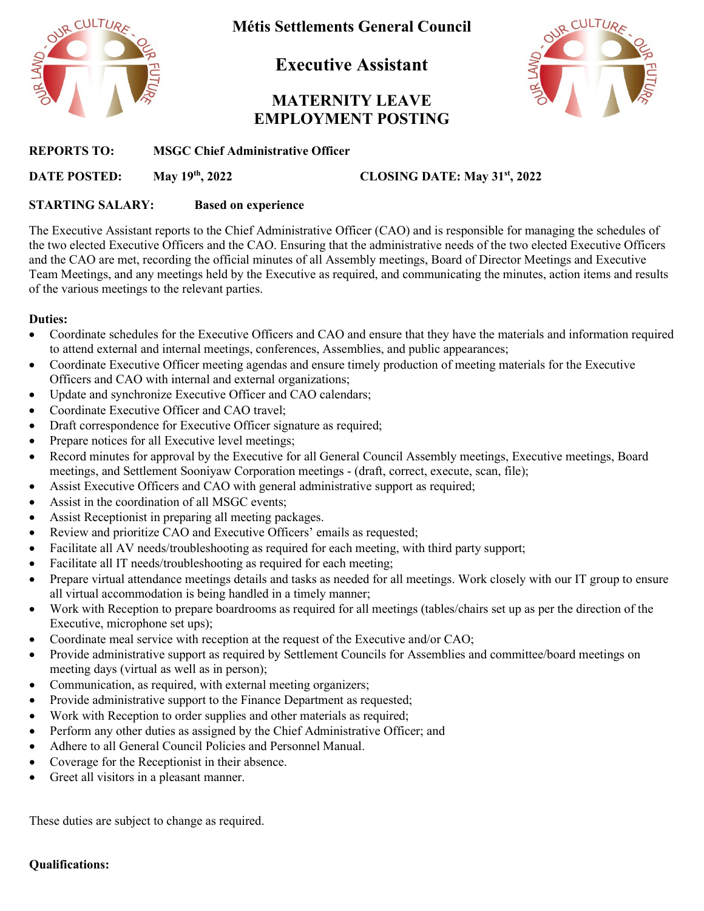# Métis Settlements General Council

## Executive Assistant

## MATERNITY LEAVE EMPLOYMENT POSTING

**REPORTS TO:** **MSGC Chief Administrative Officer**

**DATE POSTED:** **May 19th, 2022** **CLOSING DATE: May 31st, 2022**

**STARTING SALARY:** **Based on experience**

The Executive Assistant reports to the Chief Administrative Officer (CAO) and is responsible for managing the schedules of the two elected Executive Officers and the CAO. Ensuring that the administrative needs of the two elected Executive Officers and the CAO are met, recording the official minutes of all Assembly meetings, Board of Director Meetings and Executive Team Meetings, and any meetings held by the Executive as required, and communicating the minutes, action items and results of the various meetings to the relevant parties.

**Duties:**

- Coordinate schedules for the Executive Officers and CAO and ensure that they have the materials and information required to attend external and internal meetings, conferences, Assemblies, and public appearances;
- Coordinate Executive Officer meeting agendas and ensure timely production of meeting materials for the Executive Officers and CAO with internal and external organizations;
- Update and synchronize Executive Officer and CAO calendars;
- Coordinate Executive Officer and CAO travel;
- Draft correspondence for Executive Officer signature as required;
- Prepare notices for all Executive level meetings;
- Record minutes for approval by the Executive for all General Council Assembly meetings, Executive meetings, Board meetings, and Settlement Sooniyaw Corporation meetings - (draft, correct, execute, scan, file);
- Assist Executive Officers and CAO with general administrative support as required;
- Assist in the coordination of all MSGC events;
- Assist Receptionist in preparing all meeting packages.
- Review and prioritize CAO and Executive Officers' emails as requested;
- Facilitate all AV needs/troubleshooting as required for each meeting, with third party support;
- Facilitate all IT needs/troubleshooting as required for each meeting;
- Prepare virtual attendance meetings details and tasks as needed for all meetings. Work closely with our IT group to ensure all virtual accommodation is being handled in a timely manner;
- Work with Reception to prepare boardrooms as required for all meetings (tables/chairs set up as per the direction of the Executive, microphone set ups);
- Coordinate meal service with reception at the request of the Executive and/or CAO;
- Provide administrative support as required by Settlement Councils for Assemblies and committee/board meetings on meeting days (virtual as well as in person);
- Communication, as required, with external meeting organizers;
- Provide administrative support to the Finance Department as requested;
- Work with Reception to order supplies and other materials as required;
- Perform any other duties as assigned by the Chief Administrative Officer; and
- Adhere to all General Council Policies and Personnel Manual.
- Coverage for the Receptionist in their absence.
- Greet all visitors in a pleasant manner.

These duties are subject to change as required.

**Qualifications:**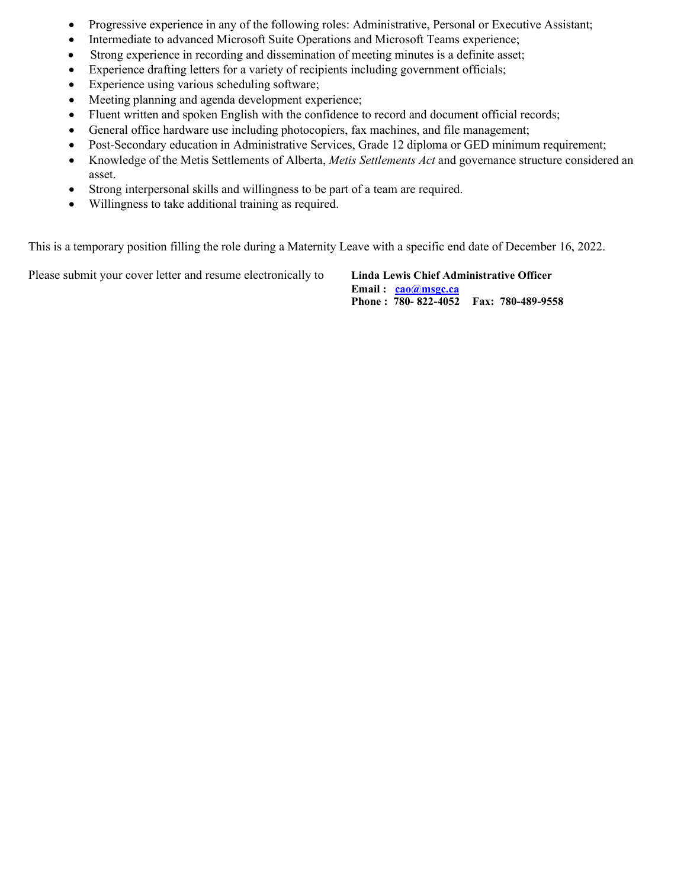- Progressive experience in any of the following roles: Administrative, Personal or Executive Assistant;
- Intermediate to advanced Microsoft Suite Operations and Microsoft Teams experience;
- Strong experience in recording and dissemination of meeting minutes is a definite asset;
- Experience drafting letters for a variety of recipients including government officials;
- Experience using various scheduling software;
- Meeting planning and agenda development experience;
- Fluent written and spoken English with the confidence to record and document official records;
- General office hardware use including photocopiers, fax machines, and file management;
- Post-Secondary education in Administrative Services, Grade 12 diploma or GED minimum requirement;
- Knowledge of the Metis Settlements of Alberta, *Metis Settlements Act* and governance structure considered an asset.
- Strong interpersonal skills and willingness to be part of a team are required.
- Willingness to take additional training as required.

This is a temporary position filling the role during a Maternity Leave with a specific end date of December 16, 2022.

Please submit your cover letter and resume electronically to

**Linda Lewis Chief Administrative Officer**
**Email : cao@msgc.ca**
**Phone : 780- 822-4052 Fax: 780-489-9558**